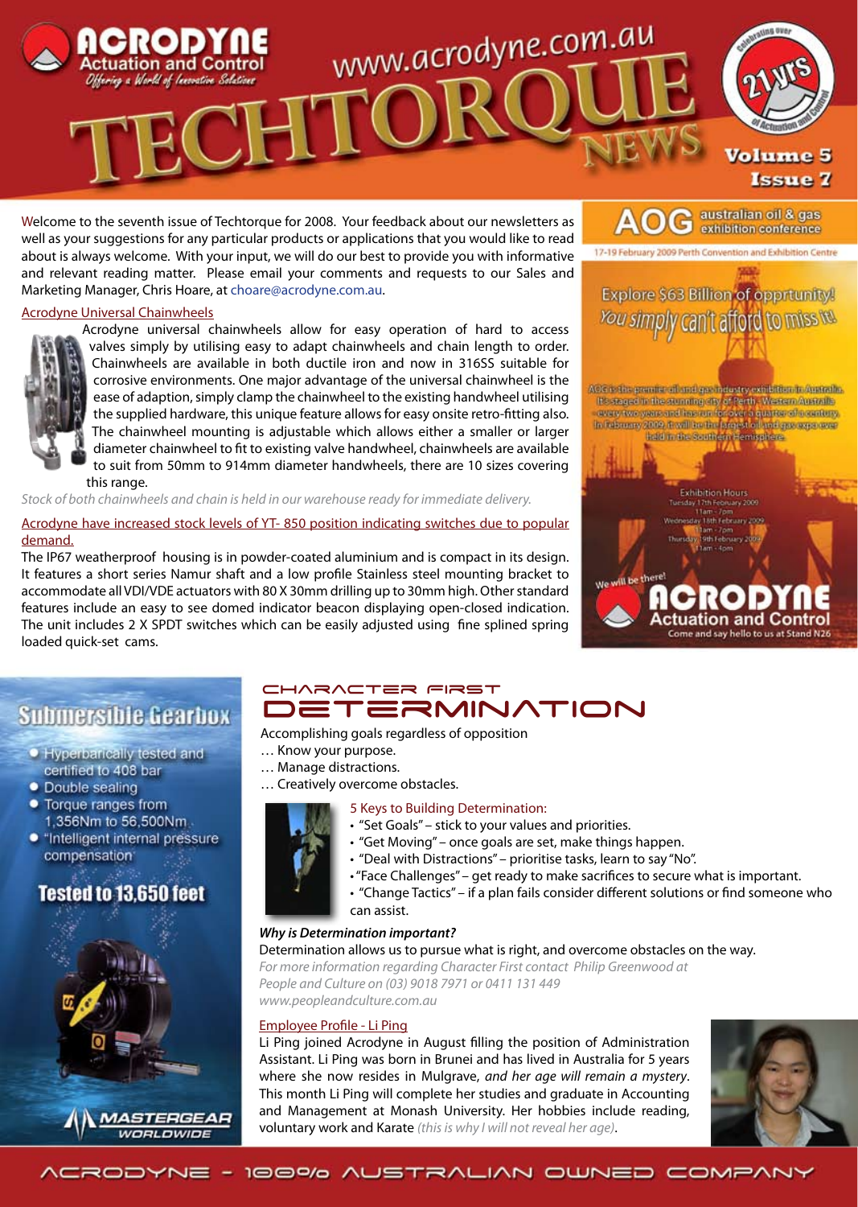# ACRODYNE Actuation and Control

*Offering a World of Innovative Solutions*

www.acrodyne.com.au

# TECHTORQUE NEWS

Celebrating over 21 yrs of Actuation and Control

Volume 5 Issue 7

Welcome to the seventh issue of Techtorque for 2008. Your feedback about our newsletters as well as your suggestions for any particular products or applications that you would like to read about is always welcome. With your input, we will do our best to provide you with informative and relevant reading matter. Please email your comments and requests to our Sales and Marketing Manager, Chris Hoare, at choare@acrodyne.com.au.

## Acrodyne Universal Chainwheels

Acrodyne universal chainwheels allow for easy operation of hard to access valves simply by utilising easy to adapt chainwheels and chain length to order. Chainwheels are available in both ductile iron and now in 316SS suitable for corrosive environments. One major advantage of the universal chainwheel is the ease of adaption, simply clamp the chainwheel to the existing handwheel utilising the supplied hardware, this unique feature allows for easy onsite retro-fitting also. The chainwheel mounting is adjustable which allows either a smaller or larger diameter chainwheel to fit to existing valve handwheel, chainwheels are available to suit from 50mm to 914mm diameter handwheels, there are 10 sizes covering this range.

*Stock of both chainwheels and chain is held in our warehouse ready for immediate delivery.*

## Acrodyne have increased stock levels of YT- 850 position indicating switches due to popular demand.

The IP67 weatherproof housing is in powder-coated aluminium and is compact in its design. It features a short series Namur shaft and a low profile Stainless steel mounting bracket to accommodate all VDI/VDE actuators with 80 X 30mm drilling up to 30mm high. Other standard features include an easy to see domed indicator beacon displaying open-closed indication. The unit includes 2 X SPDT switches which can be easily adjusted using fine splined spring loaded quick-set cams.

## AOG australian oil & gas exhibition conference

17-19 February 2009 Perth Convention and Exhibition Centre

Explore $63 Billion of opprtunity!

*You simply can't afford to miss it!*

AOG is the premier oil and gas industry exhibition in Australia. It's staged in the stunning city of Perth - Western Australia - every two years and has run for over a quarter of a century. In February 2009, it will be the largest oil and gas expo ever held in the Southern Hemisphere.

Exhibition Hours
Tuesday 17th February 2009 11am - 7pm
Wednesday 18th February 2009 11am - 7pm
Thursday 19th February 2009 11am - 4pm

We will be there!

ACRODYNE Actuation and Control — Come and say hello to us at Stand N26

## Submersible Gearbox

- Hyperbarically tested and certified to 408 bar
- Double sealing
- Torque ranges from 1,356Nm to 56,500Nm
- "Intelligent internal pressure compensation"

**Tested to 13,650 feet**

MASTERGEAR WORLDWIDE

## CHARACTER FIRST DETERMINATION

Accomplishing goals regardless of opposition
… Know your purpose.
… Manage distractions.
… Creatively overcome obstacles.

5 Keys to Building Determination:

- "Set Goals" – stick to your values and priorities.
- "Get Moving" – once goals are set, make things happen.
- "Deal with Distractions" – prioritise tasks, learn to say "No".
- "Face Challenges" – get ready to make sacrifices to secure what is important.
- "Change Tactics" – if a plan fails consider different solutions or find someone who can assist.

***Why is Determination important?***

Determination allows us to pursue what is right, and overcome obstacles on the way.

*For more information regarding Character First contact Philip Greenwood at People and Culture on (03) 9018 7971 or 0411 131 449 www.peopleandculture.com.au*

## Employee Profile - Li Ping

Li Ping joined Acrodyne in August filling the position of Administration Assistant. Li Ping was born in Brunei and has lived in Australia for 5 years where she now resides in Mulgrave, *and her age will remain a mystery*. This month Li Ping will complete her studies and graduate in Accounting and Management at Monash University. Her hobbies include reading, voluntary work and Karate *(this is why I will not reveal her age)*.

ACRODYNE - 100% AUSTRALIAN OWNED COMPANY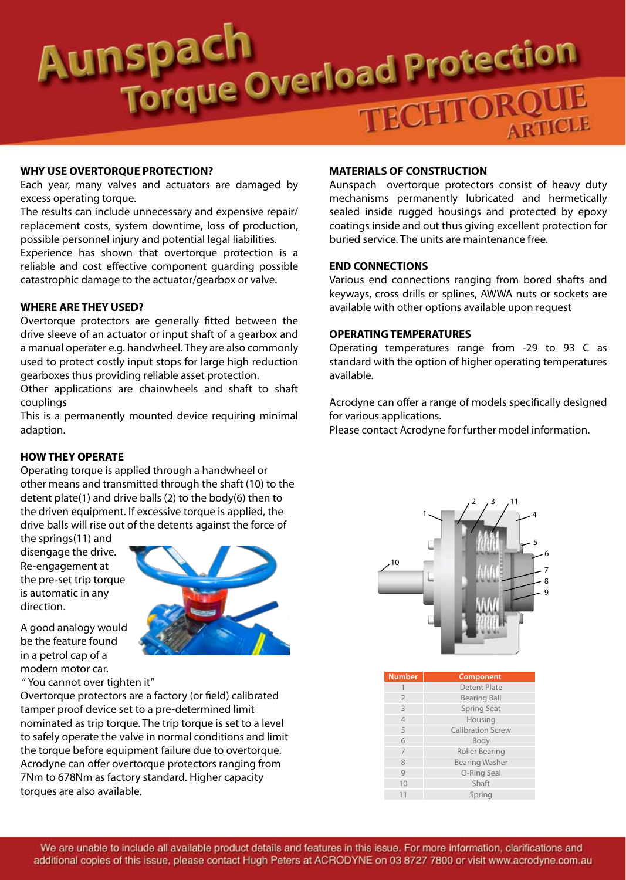# Aunspach Torque Overload Protection

TECHTORQUE ARTICLE

## WHY USE OVERTORQUE PROTECTION?

Each year, many valves and actuators are damaged by excess operating torque.

The results can include unnecessary and expensive repair/ replacement costs, system downtime, loss of production, possible personnel injury and potential legal liabilities.

Experience has shown that overtorque protection is a reliable and cost effective component guarding possible catastrophic damage to the actuator/gearbox or valve.

## WHERE ARE THEY USED?

Overtorque protectors are generally fitted between the drive sleeve of an actuator or input shaft of a gearbox and a manual operater e.g. handwheel. They are also commonly used to protect costly input stops for large high reduction gearboxes thus providing reliable asset protection.

Other applications are chainwheels and shaft to shaft couplings

This is a permanently mounted device requiring minimal adaption.

## HOW THEY OPERATE

Operating torque is applied through a handwheel or other means and transmitted through the shaft (10) to the detent plate(1) and drive balls (2) to the body(6) then to the driven equipment. If excessive torque is applied, the drive balls will rise out of the detents against the force of the springs(11) and disengage the drive. Re-engagement at the pre-set trip torque is automatic in any direction.

A good analogy would be the feature found in a petrol cap of a modern motor car.

" You cannot over tighten it"

Overtorque protectors are a factory (or field) calibrated tamper proof device set to a pre-determined limit nominated as trip torque. The trip torque is set to a level to safely operate the valve in normal conditions and limit the torque before equipment failure due to overtorque.

Acrodyne can offer overtorque protectors ranging from 7Nm to 678Nm as factory standard. Higher capacity torques are also available.

## MATERIALS OF CONSTRUCTION

Aunspach overtorque protectors consist of heavy duty mechanisms permanently lubricated and hermetically sealed inside rugged housings and protected by epoxy coatings inside and out thus giving excellent protection for buried service. The units are maintenance free.

## END CONNECTIONS

Various end connections ranging from bored shafts and keyways, cross drills or splines, AWWA nuts or sockets are available with other options available upon request

## OPERATING TEMPERATURES

Operating temperatures range from -29 to 93 C as standard with the option of higher operating temperatures available.

Acrodyne can offer a range of models specifically designed for various applications.

Please contact Acrodyne for further model information.

| Number | Component |
|---|---|
| 1 | Detent Plate |
| 2 | Bearing Ball |
| 3 | Spring Seat |
| 4 | Housing |
| 5 | Calibration Screw |
| 6 | Body |
| 7 | Roller Bearing |
| 8 | Bearing Washer |
| 9 | O-Ring Seal |
| 10 | Shaft |
| 11 | Spring |

We are unable to include all available product details and features in this issue. For more information, clarifications and additional copies of this issue, please contact Hugh Peters at ACRODYNE on 03 8727 7800 or visit www.acrodyne.com.au